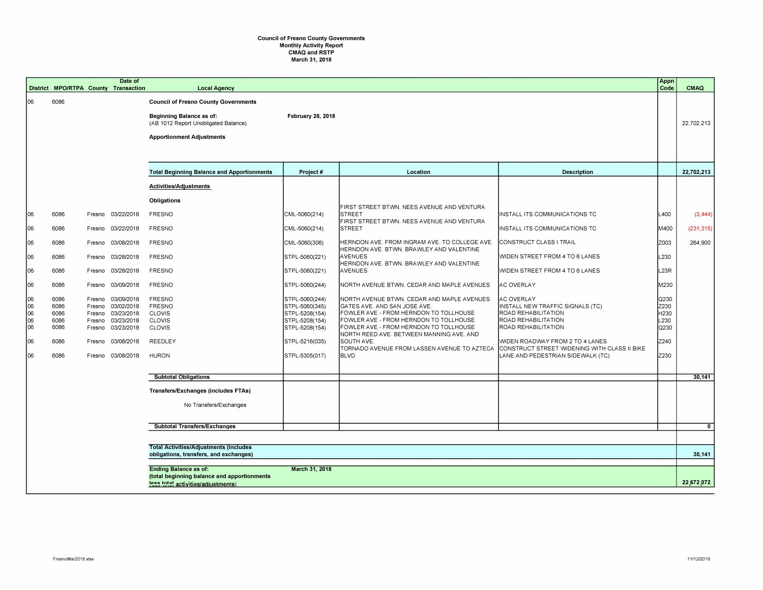**Council of Fresno County Governments**
**Monthly Activity Report**
**CMAQ and RSTP**
**March 31, 2018**

| District | MPO/RTPA | County | Date of Transaction | Local Agency | Project # | Location | Description | Appn Code | CMAQ |
|---|---|---|---|---|---|---|---|---|---|
| 06 | 6086 | | | **Council of Fresno County Governments** | | | | | |
| | | | | **Beginning Balance as of:** (AB 1012 Report Unobligated Balance) | **February 28, 2018** | | | | 22,702,213 |
| | | | | **Apportionment Adjustments** | | | | | |
| | | | | **Total Beginning Balance and Apportionments** | **Project #** | **Location** | **Description** | | **22,702,213** |
| | | | | **Activities/Adjustments** | | | | | |
| | | | | **Obligations** | | | | | |
| 06 | 6086 | Fresno | 03/22/2018 | FRESNO | CML-5060(214) | FIRST STREET BTWN. NEES AVENUE AND VENTURA STREET | INSTALL ITS COMMUNICATIONS TC | L400 | (3,444) |
| 06 | 6086 | Fresno | 03/22/2018 | FRESNO | CML-5060(214) | FIRST STREET BTWN. NEES AVENUE AND VENTURA STREET | INSTALL ITS COMMUNICATIONS TC | M400 | (231,315) |
| 06 | 6086 | Fresno | 03/08/2018 | FRESNO | CML-5060(306) | HERNDON AVE. FROM INGRAM AVE. TO COLLEGE AVE. | CONSTRUCT CLASS I TRAIL | Z003 | 264,900 |
| 06 | 6086 | Fresno | 03/28/2018 | FRESNO | STPL-5060(221) | HERNDON AVE. BTWN. BRAWLEY AND VALENTINE AVENUES | WIDEN STREET FROM 4 TO 6 LANES | L230 | |
| 06 | 6086 | Fresno | 03/28/2018 | FRESNO | STPL-5060(221) | HERNDON AVE. BTWN. BRAWLEY AND VALENTINE AVENUES | WIDEN STREET FROM 4 TO 6 LANES | L23R | |
| 06 | 6086 | Fresno | 03/09/2018 | FRESNO | STPL-5060(244) | NORTH AVENUE BTWN. CEDAR AND MAPLE AVENUES | AC OVERLAY | M230 | |
| 06 | 6086 | Fresno | 03/09/2018 | FRESNO | STPL-5060(244) | NORTH AVENUE BTWN. CEDAR AND MAPLE AVENUES | AC OVERLAY | Q230 | |
| 06 | 6086 | Fresno | 03/02/2018 | FRESNO | STPL-5060(345) | GATES AVE. AND SAN JOSE AVE. | INSTALL NEW TRAFFIC SIGNALS (TC) | Z230 | |
| 06 | 6086 | Fresno | 03/23/2018 | CLOVIS | STPL-5208(154) | FOWLER AVE - FROM HERNDON TO TOLLHOUSE | ROAD REHABILITATION | H230 | |
| 06 | 6086 | Fresno | 03/23/2018 | CLOVIS | STPL-5208(154) | FOWLER AVE - FROM HERNDON TO TOLLHOUSE | ROAD REHABILITATION | L230 | |
| 06 | 6086 | Fresno | 03/23/2018 | CLOVIS | STPL-5208(154) | FOWLER AVE - FROM HERNDON TO TOLLHOUSE | ROAD REHABILITATION | Q230 | |
| 06 | 6086 | Fresno | 03/08/2018 | REEDLEY | STPL-5216(035) | NORTH REED AVE. BETWEEN MANNING AVE. AND SOUTH AVE. | WIDEN ROADWAY FROM 2 TO 4 LANES | Z240 | |
| 06 | 6086 | Fresno | 03/08/2018 | HURON | STPL-5305(017) | TORNADO AVENUE FROM LASSEN AVENUE TO AZTECA BLVD. | CONSTRUCT STREET WIDENING WITH CLASS II BIKE LANE AND PEDESTRIAN SIDEWALK (TC) | Z230 | |
| | | | | **Subtotal Obligations** | | | | | **30,141** |
| | | | | **Transfers/Exchanges (includes FTAs)** | | | | | |
| | | | | No Transfers/Exchanges | | | | | |
| | | | | **Subtotal Transfers/Exchanges** | | | | | **0** |
| | | | | **Total Activities/Adjustments (includes obligations, transfers, and exchanges)** | | | | | **30,141** |
| | | | | **Ending Balance as of:** (total beginning balance and apportionments less total activities/adjustments) | **March 31, 2018** | | | | **22,672,072** |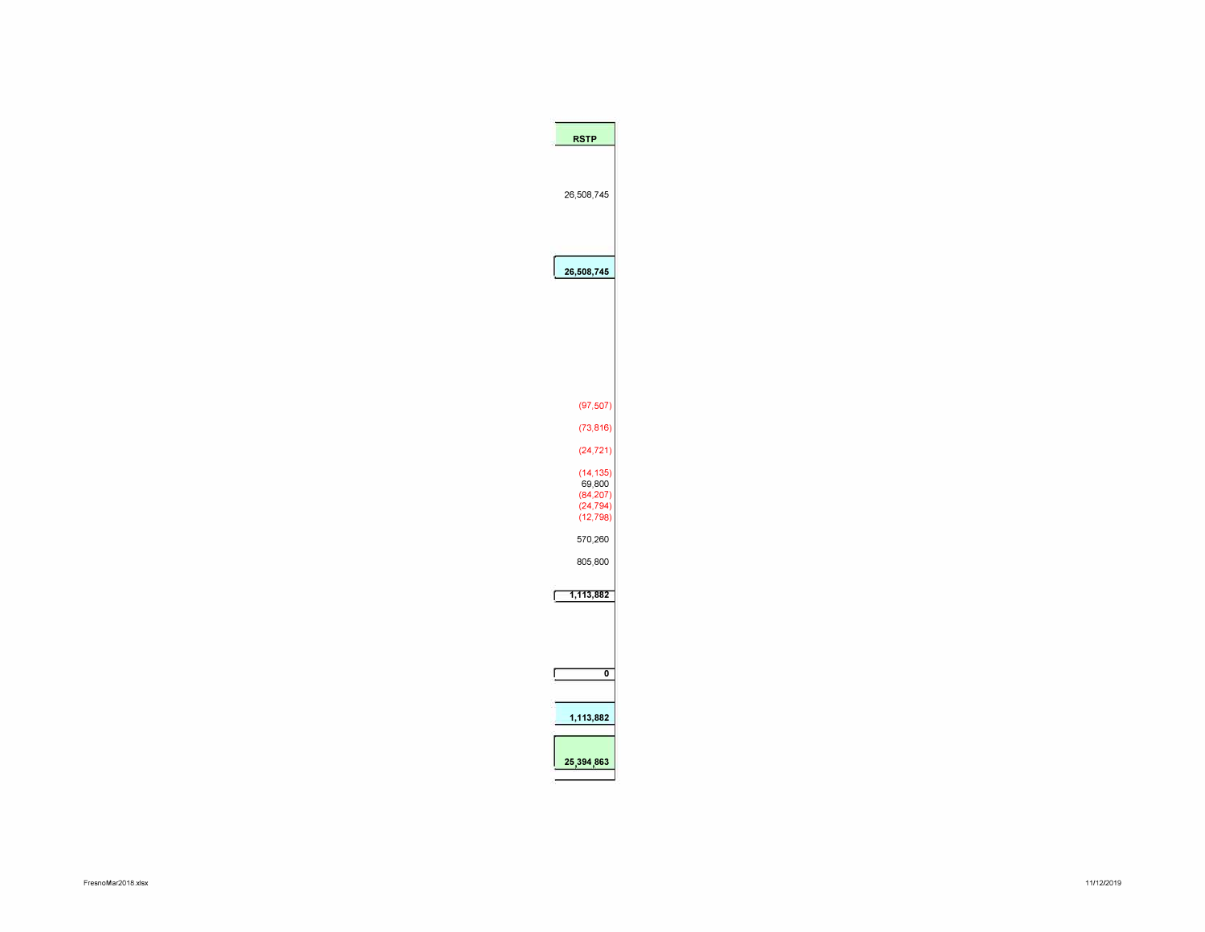| RSTP |
| --- |
| 26,508,745 |
| **26,508,745** |
| (97,507) |
| (73,816) |
| (24,721) |
| (14,135) |
| 69,800 |
| (84,207) |
| (24,794) |
| (12,798) |
| 570,260 |
| 805,800 |
| **1,113,882** |
| **0** |
| **1,113,882** |
| **25,394,863** |